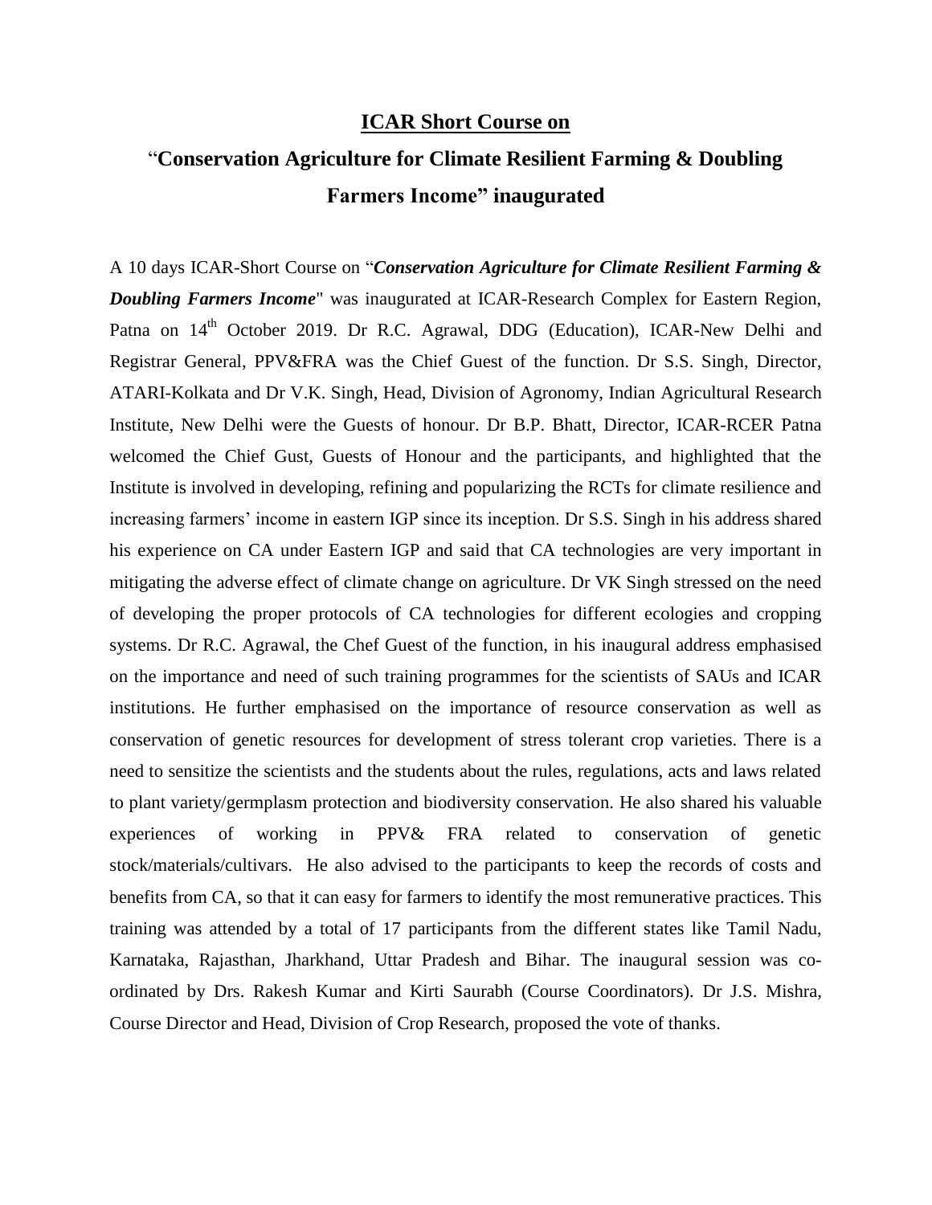# ICAR Short Course on

## "Conservation Agriculture for Climate Resilient Farming & Doubling Farmers Income" inaugurated

A 10 days ICAR-Short Course on "***Conservation Agriculture for Climate Resilient Farming & Doubling Farmers Income***" was inaugurated at ICAR-Research Complex for Eastern Region, Patna on 14th October 2019. Dr R.C. Agrawal, DDG (Education), ICAR-New Delhi and Registrar General, PPV&FRA was the Chief Guest of the function. Dr S.S. Singh, Director, ATARI-Kolkata and Dr V.K. Singh, Head, Division of Agronomy, Indian Agricultural Research Institute, New Delhi were the Guests of honour. Dr B.P. Bhatt, Director, ICAR-RCER Patna welcomed the Chief Gust, Guests of Honour and the participants, and highlighted that the Institute is involved in developing, refining and popularizing the RCTs for climate resilience and increasing farmers' income in eastern IGP since its inception. Dr S.S. Singh in his address shared his experience on CA under Eastern IGP and said that CA technologies are very important in mitigating the adverse effect of climate change on agriculture. Dr VK Singh stressed on the need of developing the proper protocols of CA technologies for different ecologies and cropping systems. Dr R.C. Agrawal, the Chef Guest of the function, in his inaugural address emphasised on the importance and need of such training programmes for the scientists of SAUs and ICAR institutions. He further emphasised on the importance of resource conservation as well as conservation of genetic resources for development of stress tolerant crop varieties. There is a need to sensitize the scientists and the students about the rules, regulations, acts and laws related to plant variety/germplasm protection and biodiversity conservation. He also shared his valuable experiences of working in PPV& FRA related to conservation of genetic stock/materials/cultivars. He also advised to the participants to keep the records of costs and benefits from CA, so that it can easy for farmers to identify the most remunerative practices. This training was attended by a total of 17 participants from the different states like Tamil Nadu, Karnataka, Rajasthan, Jharkhand, Uttar Pradesh and Bihar. The inaugural session was co-ordinated by Drs. Rakesh Kumar and Kirti Saurabh (Course Coordinators). Dr J.S. Mishra, Course Director and Head, Division of Crop Research, proposed the vote of thanks.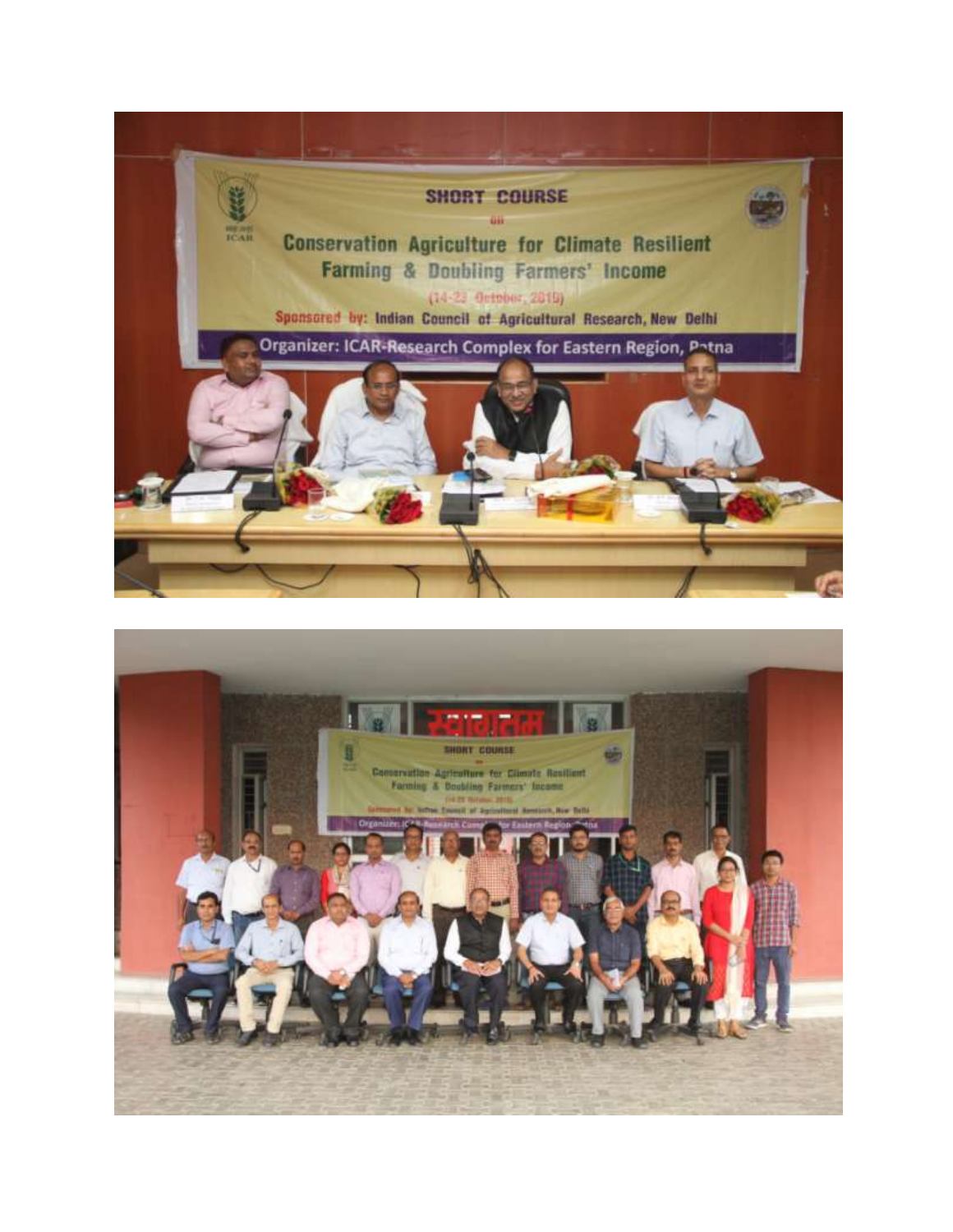SHORT COURSE

on

Conservation Agriculture for Climate Resilient Farming & Doubling Farmers' Income

(14-23 October, 2019)

Sponsored by: Indian Council of Agricultural Research, New Delhi

Organizer: ICAR-Research Complex for Eastern Region, Patna

स्वागतम

SHORT COURSE

on

Conservation Agriculture for Climate Resilient Farming & Doubling Farmers' Income

(14-23 October, 2019)

Sponsored by: Indian Council of Agricultural Research, New Delhi

Organizer: ICAR-Research Complex for Eastern Region, Patna